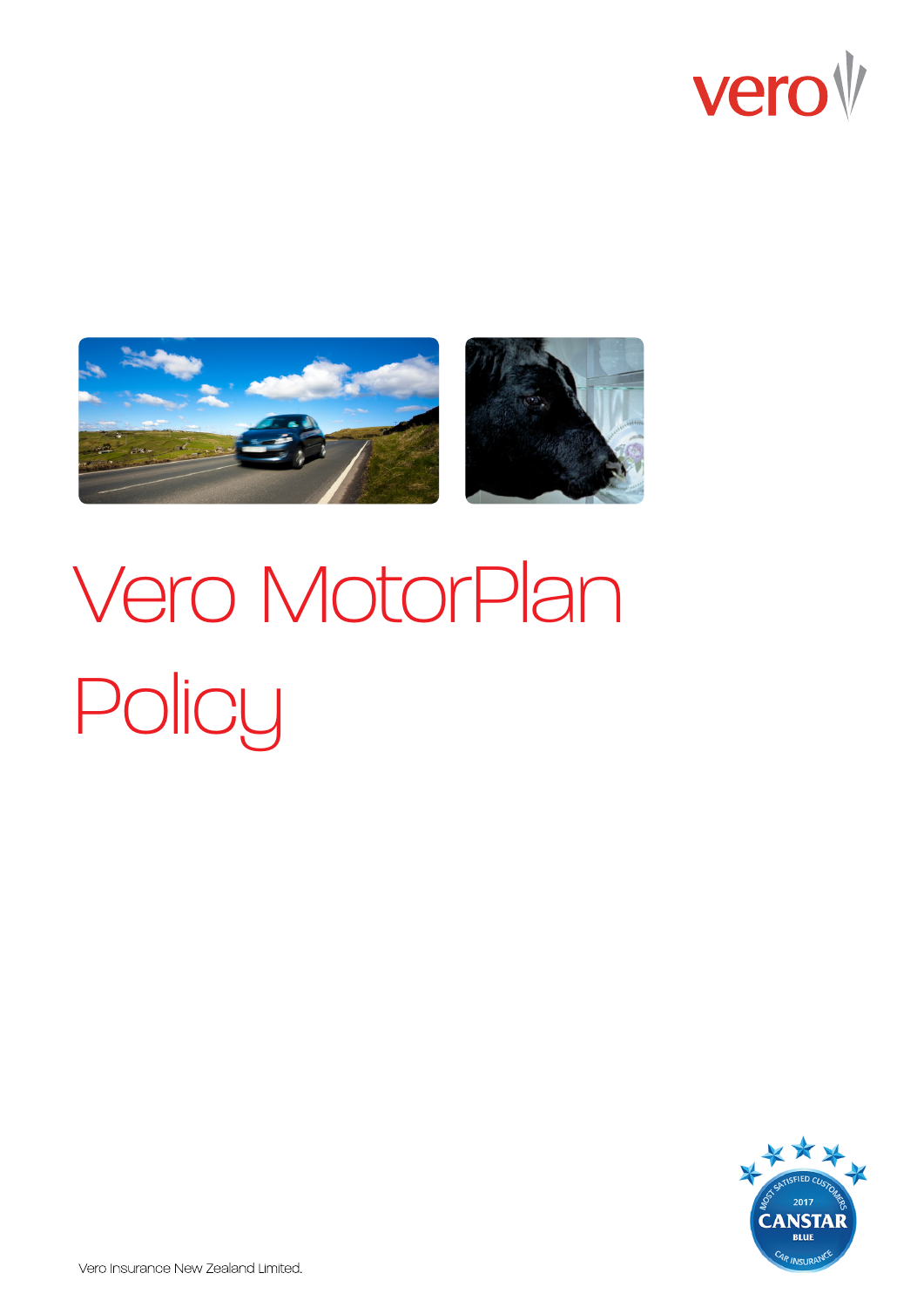vero

# Vero MotorPlan Policy

Vero Insurance New Zealand Limited.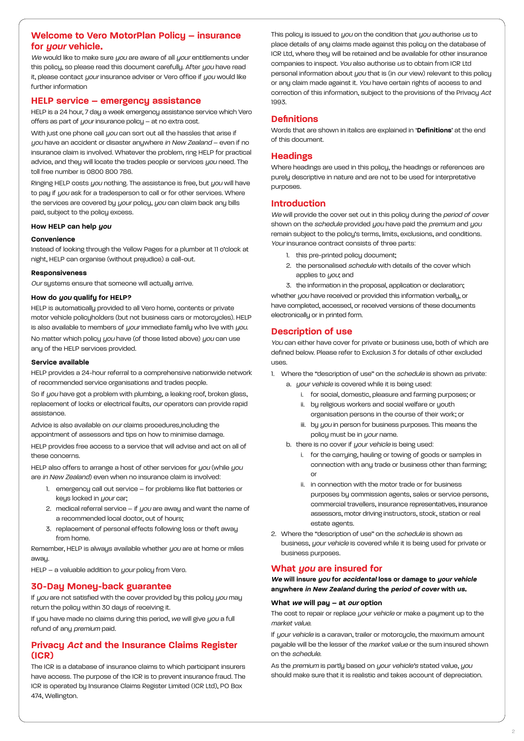## Welcome to Vero MotorPlan Policy – insurance for *your* vehicle.

*We* would like to make sure *you* are aware of all *your* entitlements under this policy, so please read this document carefully. After *you* have read it, please contact *your* insurance adviser or Vero office if *you* would like further information

## HELP service – emergency assistance

HELP is a 24 hour, 7 day a week emergency assistance service which Vero offers as part of *your* insurance policy – at no extra cost.

With just one phone call *you* can sort out all the hassles that arise if *you* have an accident or disaster anywhere *in New Zealand* – even if no insurance claim is involved. Whatever the problem, ring HELP for practical advice, and they will locate the trades people or services *you* need. The toll free number is 0800 800 786.

Ringing HELP costs *you* nothing. The assistance is free, but *you* will have to pay if *you* ask for a tradesperson to call or for other services. Where the services are covered by *your* policy, *you* can claim back any bills paid, subject to the policy excess.

**How HELP can help *you***

**Convenience**

Instead of looking through the Yellow Pages for a plumber at 11 o'clock at night, HELP can organise (without prejudice) a call-out.

**Responsiveness**

*Our* systems ensure that someone will actually arrive.

**How do *you* qualify for HELP?**

HELP is automatically provided to all Vero home, contents or private motor vehicle policyholders (but not business cars or motorcycles). HELP is also available to members of *your* immediate family who live with *you*.

No matter which policy *you* have (of those listed above) *you* can use any of the HELP services provided.

**Service available**

HELP provides a 24-hour referral to a comprehensive nationwide network of recommended service organisations and trades people.

So if *you* have got a problem with plumbing, a leaking roof, broken glass, replacement of locks or electrical faults, *our* operators can provide rapid assistance.

Advice is also available on *our* claims procedures,including the appointment of assessors and tips on how to minimise damage.

HELP provides free access to a service that will advise and act on all of these concerns.

HELP also offers to arrange a host of other services for *you* (while *you* are *in New Zealand*) even when no insurance claim is involved:

1. emergency call out service – for problems like flat batteries or keys locked in *your* car;
2. medical referral service – if *you* are away and want the name of a recommended local doctor, out of hours;
3. replacement of personal effects following loss or theft away from home.

Remember, HELP is always available whether *you* are at home or miles away.

HELP – a valuable addition to *your* policy from Vero.

## 30-Day Money-back guarantee

If *you* are not satisfied with the cover provided by this policy *you* may return the policy within 30 days of receiving it.

If you have made no claims during this period, *we* will give *you* a full refund of any *premium* paid.

## Privacy *Act* and the Insurance Claims Register (ICR)

The ICR is a database of insurance claims to which participant insurers have access. The purpose of the ICR is to prevent insurance fraud. The ICR is operated by Insurance Claims Register Limited (ICR Ltd), PO Box 474, Wellington.

This policy is issued to *you* on the condition that *you* authorise *us* to place details of any claims made against this policy on the database of ICR Ltd, where they will be retained and be available for other insurance companies to inspect. *You* also authorise *us* to obtain from ICR Ltd personal information about *you* that is (in *our* view) relevant to this policy or any claim made against it. *You* have certain rights of access to and correction of this information, subject to the provisions of the Privacy *Act* 1993.

## Definitions

Words that are shown in italics are explained in '**Definitions**' at the end of this document.

## Headings

Where headings are used in this policy, the headings or references are purely descriptive in nature and are not to be used for interpretative purposes.

## Introduction

*We* will provide the cover set out in this policy during the *period of cover* shown on the *schedule* provided *you* have paid the *premium* and *you* remain subject to the policy's terms, limits, exclusions, and conditions. *Your* insurance contract consists of three parts:

1. this pre-printed policy document;
2. the personalised *schedule* with details of the cover which applies to *you*; and
3. the information in the proposal, application or declaration;

whether *you* have received or provided this information verbally, or have completed, accessed, or received versions of these documents electronically or in printed form.

## Description of use

*You* can either have cover for private or business use, both of which are defined below. Please refer to Exclusion 3 for details of other excluded uses.

1. Where the "description of use" on the *schedule* is shown as private:
   a. *your vehicle* is covered while it is being used:
      i. for social, domestic, pleasure and farming purposes; or
      ii. by religious workers and social welfare or youth organisation persons in the course of their work; or
      iii. by *you* in person for business purposes. This means the policy must be in *your* name.
   b. there is no cover if *your vehicle* is being used:
      i. for the carrying, hauling or towing of goods or samples in connection with any trade or business other than farming; or
      ii. in connection with the motor trade or for business purposes by commission agents, sales or service persons, commercial travellers, insurance representatives, insurance assessors, motor driving instructors, stock, station or real estate agents.
2. Where the "description of use" on the *schedule* is shown as business, *your vehicle* is covered while it is being used for private or business purposes.

## What *you* are insured for

***We* will insure *you* for *accidental* loss or damage to *your vehicle* anywhere *in New Zealand* during the *period of cover* with *us*.**

**What *we* will pay – at *our* option**

The cost to repair or replace *your vehicle* or make a payment up to the *market value*.

If *your vehicle* is a caravan, trailer or motorcycle, the maximum amount payable will be the lesser of the *market value* or the sum insured shown on the *schedule*.

As the *premium* is partly based on *your vehicle's* stated value, *you* should make sure that it is realistic and takes account of depreciation.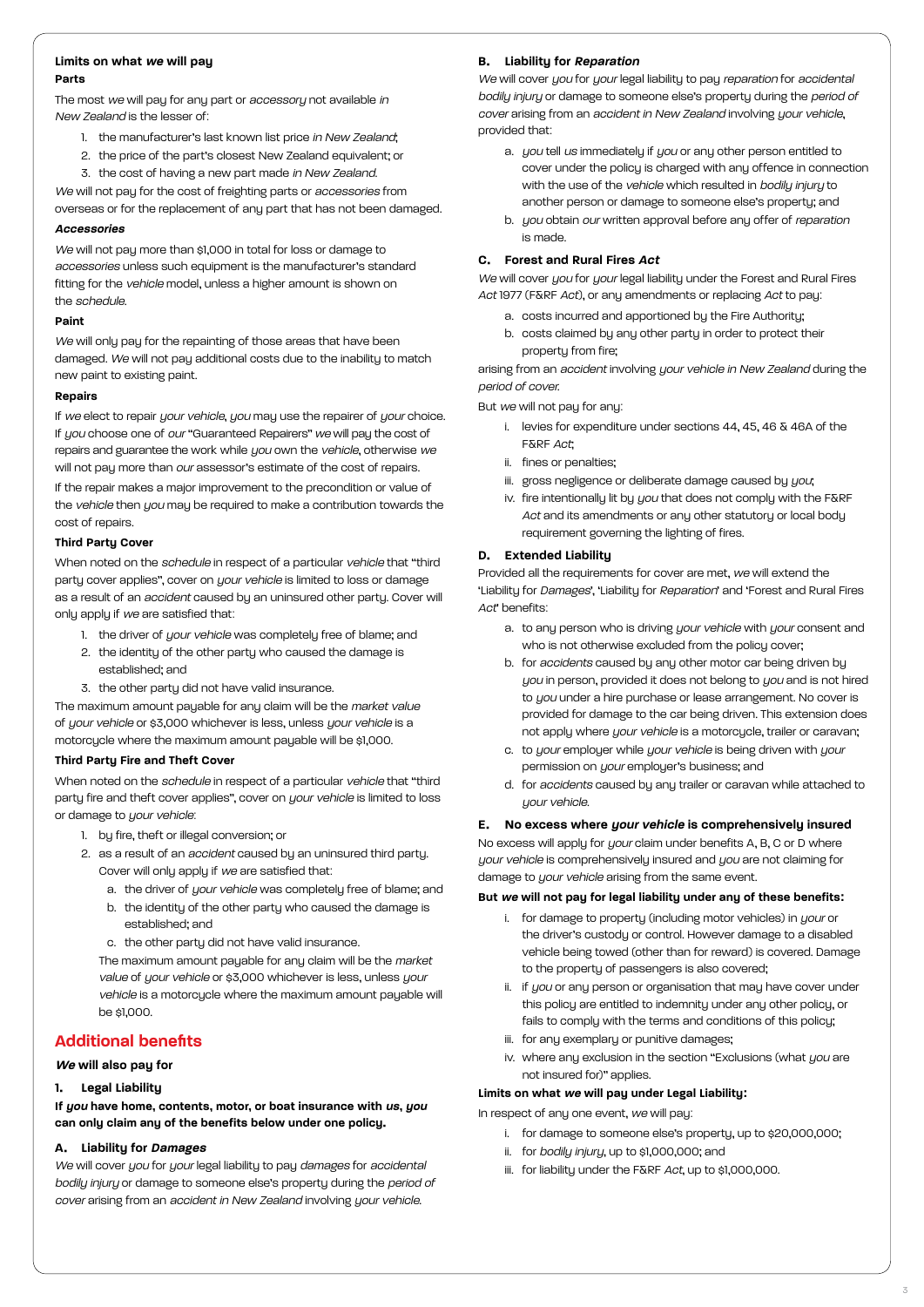**Limits on what *we* will pay**

**Parts**

The most *we* will pay for any part or *accessory* not available *in New Zealand* is the lesser of:

1. the manufacturer's last known list price *in New Zealand*;
2. the price of the part's closest New Zealand equivalent; or
3. the cost of having a new part made *in New Zealand*.

*We* will not pay for the cost of freighting parts or *accessories* from overseas or for the replacement of any part that has not been damaged.

***Accessories***

*We* will not pay more than $1,000 in total for loss or damage to *accessories* unless such equipment is the manufacturer's standard fitting for the *vehicle* model, unless a higher amount is shown on the *schedule*.

**Paint**

*We* will only pay for the repainting of those areas that have been damaged. *We* will not pay additional costs due to the inability to match new paint to existing paint.

**Repairs**

If *we* elect to repair *your vehicle*, *you* may use the repairer of *your* choice. If *you* choose one of *our* "Guaranteed Repairers" *we* will pay the cost of repairs and guarantee the work while *you* own the *vehicle*, otherwise *we* will not pay more than *our* assessor's estimate of the cost of repairs.

If the repair makes a major improvement to the precondition or value of the *vehicle* then *you* may be required to make a contribution towards the cost of repairs.

**Third Party Cover**

When noted on the *schedule* in respect of a particular *vehicle* that "third party cover applies", cover on *your vehicle* is limited to loss or damage as a result of an *accident* caused by an uninsured other party. Cover will only apply if *we* are satisfied that:

1. the driver of *your vehicle* was completely free of blame; and
2. the identity of the other party who caused the damage is established; and
3. the other party did not have valid insurance.

The maximum amount payable for any claim will be the *market value* of *your vehicle* or $3,000 whichever is less, unless *your vehicle* is a motorcycle where the maximum amount payable will be $1,000.

**Third Party Fire and Theft Cover**

When noted on the *schedule* in respect of a particular *vehicle* that "third party fire and theft cover applies", cover on *your vehicle* is limited to loss or damage to *your vehicle*:

1. by fire, theft or illegal conversion; or
2. as a result of an *accident* caused by an uninsured third party. Cover will only apply if *we* are satisfied that:
   a. the driver of *your vehicle* was completely free of blame; and
   b. the identity of the other party who caused the damage is established; and
   c. the other party did not have valid insurance.

   The maximum amount payable for any claim will be the *market value* of *your vehicle* or $3,000 whichever is less, unless *your vehicle* is a motorcycle where the maximum amount payable will be $1,000.

## Additional benefits

***We* will also pay for**

### 1. Legal Liability

**If *you* have home, contents, motor, or boat insurance with *us*, *you* can only claim any of the benefits below under one policy.**

#### A. Liability for *Damages*

*We* will cover *you* for *your* legal liability to pay *damages* for *accidental bodily injury* or damage to someone else's property during the *period of cover* arising from an *accident in New Zealand* involving *your vehicle*.

#### B. Liability for *Reparation*

*We* will cover *you* for *your* legal liability to pay *reparation* for *accidental bodily injury* or damage to someone else's property during the *period of cover* arising from an *accident in New Zealand* involving *your vehicle*, provided that:

a. *you* tell *us* immediately if *you* or any other person entitled to cover under the policy is charged with any offence in connection with the use of the *vehicle* which resulted in *bodily injury* to another person or damage to someone else's property; and
b. *you* obtain *our* written approval before any offer of *reparation* is made.

#### C. Forest and Rural Fires *Act*

*We* will cover *you* for *your* legal liability under the Forest and Rural Fires *Act* 1977 (F&RF *Act*), or any amendments or replacing *Act* to pay:

a. costs incurred and apportioned by the Fire Authority;
b. costs claimed by any other party in order to protect their property from fire;

arising from an *accident* involving *your vehicle in New Zealand* during the *period of cover*.

But *we* will not pay for any:

i. levies for expenditure under sections 44, 45, 46 & 46A of the F&RF *Act*;
ii. fines or penalties;
iii. gross negligence or deliberate damage caused by *you*;
iv. fire intentionally lit by *you* that does not comply with the F&RF *Act* and its amendments or any other statutory or local body requirement governing the lighting of fires.

#### D. Extended Liability

Provided all the requirements for cover are met, *we* will extend the 'Liability for *Damages*', 'Liability for *Reparation*' and 'Forest and Rural Fires *Act*' benefits:

a. to any person who is driving *your vehicle* with *your* consent and who is not otherwise excluded from the policy cover;
b. for *accidents* caused by any other motor car being driven by *you* in person, provided it does not belong to *you* and is not hired to *you* under a hire purchase or lease arrangement. No cover is provided for damage to the car being driven. This extension does not apply where *your vehicle* is a motorcycle, trailer or caravan;
c. to *your* employer while *your vehicle* is being driven with *your* permission on *your* employer's business; and
d. for *accidents* caused by any trailer or caravan while attached to *your vehicle*.

#### E. No excess where *your vehicle* is comprehensively insured

No excess will apply for *your* claim under benefits A, B, C or D where *your vehicle* is comprehensively insured and *you* are not claiming for damage to *your vehicle* arising from the same event.

**But *we* will not pay for legal liability under any of these benefits:**

i. for damage to property (including motor vehicles) in *your* or the driver's custody or control. However damage to a disabled vehicle being towed (other than for reward) is covered. Damage to the property of passengers is also covered;
ii. if *you* or any person or organisation that may have cover under this policy are entitled to indemnity under any other policy, or fails to comply with the terms and conditions of this policy;
iii. for any exemplary or punitive damages;
iv. where any exclusion in the section "Exclusions (what *you* are not insured for)" applies.

**Limits on what *we* will pay under Legal Liability:**

In respect of any one event, *we* will pay:

i. for damage to someone else's property, up to $20,000,000;
ii. for *bodily injury*, up to $1,000,000; and
iii. for liability under the F&RF *Act*, up to $1,000,000.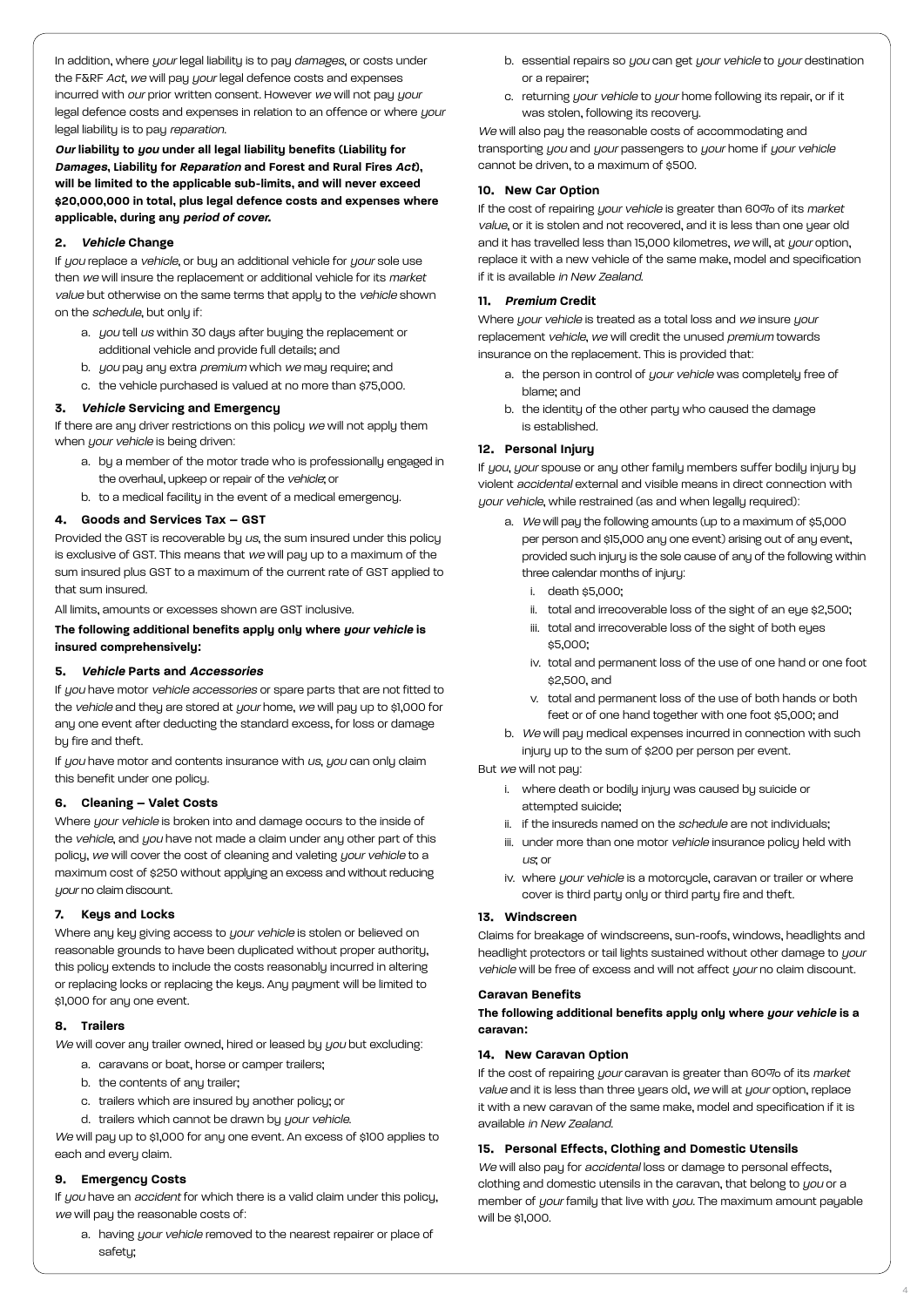In addition, where *your* legal liability is to pay *damages*, or costs under the F&RF *Act*, *we* will pay *your* legal defence costs and expenses incurred with *our* prior written consent. However *we* will not pay *your* legal defence costs and expenses in relation to an offence or where *your* legal liability is to pay *reparation*.

***Our* liability to *you* under all legal liability benefits (Liability for *Damages*, Liability for *Reparation* and Forest and Rural Fires *Act*), will be limited to the applicable sub-limits, and will never exceed $20,000,000 in total, plus legal defence costs and expenses where applicable, during any *period of cover*.**

### 2. *Vehicle* Change

If *you* replace a *vehicle*, or buy an additional vehicle for *your* sole use then *we* will insure the replacement or additional vehicle for its *market value* but otherwise on the same terms that apply to the *vehicle* shown on the *schedule*, but only if:

a. *you* tell *us* within 30 days after buying the replacement or additional vehicle and provide full details; and
b. *you* pay any extra *premium* which *we* may require; and
c. the vehicle purchased is valued at no more than $75,000.

### 3. *Vehicle* Servicing and Emergency

If there are any driver restrictions on this policy *we* will not apply them when *your vehicle* is being driven:

a. by a member of the motor trade who is professionally engaged in the overhaul, upkeep or repair of the *vehicle*; or
b. to a medical facility in the event of a medical emergency.

### 4. Goods and Services Tax – GST

Provided the GST is recoverable by *us*, the sum insured under this policy is exclusive of GST. This means that *we* will pay up to a maximum of the sum insured plus GST to a maximum of the current rate of GST applied to that sum insured.

All limits, amounts or excesses shown are GST inclusive.

**The following additional benefits apply only where *your vehicle* is insured comprehensively:**

### 5. *Vehicle* Parts and *Accessories*

If *you* have motor *vehicle accessories* or spare parts that are not fitted to the *vehicle* and they are stored at *your* home, *we* will pay up to $1,000 for any one event after deducting the standard excess, for loss or damage by fire and theft.

If *you* have motor and contents insurance with *us*, *you* can only claim this benefit under one policy.

### 6. Cleaning – Valet Costs

Where *your vehicle* is broken into and damage occurs to the inside of the *vehicle*, and *you* have not made a claim under any other part of this policy, *we* will cover the cost of cleaning and valeting *your vehicle* to a maximum cost of $250 without applying an excess and without reducing *your* no claim discount.

### 7. Keys and Locks

Where any key giving access to *your vehicle* is stolen or believed on reasonable grounds to have been duplicated without proper authority, this policy extends to include the costs reasonably incurred in altering or replacing locks or replacing the keys. Any payment will be limited to $1,000 for any one event.

### 8. Trailers

*We* will cover any trailer owned, hired or leased by *you* but excluding:

a. caravans or boat, horse or camper trailers;
b. the contents of any trailer;
c. trailers which are insured by another policy; or
d. trailers which cannot be drawn by *your vehicle*.

*We* will pay up to $1,000 for any one event. An excess of $100 applies to each and every claim.

### 9. Emergency Costs

If *you* have an *accident* for which there is a valid claim under this policy, *we* will pay the reasonable costs of:

a. having *your vehicle* removed to the nearest repairer or place of safety;
b. essential repairs so *you* can get *your vehicle* to *your* destination or a repairer;
c. returning *your vehicle* to *your* home following its repair, or if it was stolen, following its recovery.

*We* will also pay the reasonable costs of accommodating and transporting *you* and *your* passengers to *your* home if *your vehicle* cannot be driven, to a maximum of $500.

### 10. New Car Option

If the cost of repairing *your vehicle* is greater than 60% of its *market value*, or it is stolen and not recovered, and it is less than one year old and it has travelled less than 15,000 kilometres, *we* will, at *your* option, replace it with a new vehicle of the same make, model and specification if it is available *in New Zealand*.

### 11. *Premium* Credit

Where *your vehicle* is treated as a total loss and *we* insure *your* replacement *vehicle*, *we* will credit the unused *premium* towards insurance on the replacement. This is provided that:

a. the person in control of *your vehicle* was completely free of blame; and
b. the identity of the other party who caused the damage is established.

### 12. Personal Injury

If *you*, *your* spouse or any other family members suffer bodily injury by violent *accidental* external and visible means in direct connection with *your vehicle*, while restrained (as and when legally required):

a. *We* will pay the following amounts (up to a maximum of $5,000 per person and $15,000 any one event) arising out of any event, provided such injury is the sole cause of any of the following within three calendar months of injury:
   i. death $5,000;
   ii. total and irrecoverable loss of the sight of an eye $2,500;
   iii. total and irrecoverable loss of the sight of both eyes $5,000;
   iv. total and permanent loss of the use of one hand or one foot $2,500, and
   v. total and permanent loss of the use of both hands or both feet or of one hand together with one foot $5,000; and
b. *We* will pay medical expenses incurred in connection with such injury up to the sum of $200 per person per event.

But *we* will not pay:

i. where death or bodily injury was caused by suicide or attempted suicide;
ii. if the insureds named on the *schedule* are not individuals;
iii. under more than one motor *vehicle* insurance policy held with *us*; or
iv. where *your vehicle* is a motorcycle, caravan or trailer or where cover is third party only or third party fire and theft.

### 13. Windscreen

Claims for breakage of windscreens, sun-roofs, windows, headlights and headlight protectors or tail lights sustained without other damage to *your vehicle* will be free of excess and will not affect *your* no claim discount.

### Caravan Benefits

**The following additional benefits apply only where *your vehicle* is a caravan:**

### 14. New Caravan Option

If the cost of repairing *your* caravan is greater than 60% of its *market value* and it is less than three years old, *we* will at *your* option, replace it with a new caravan of the same make, model and specification if it is available *in New Zealand*.

### 15. Personal Effects, Clothing and Domestic Utensils

*We* will also pay for *accidental* loss or damage to personal effects, clothing and domestic utensils in the caravan, that belong to *you* or a member of *your* family that live with *you*. The maximum amount payable will be $1,000.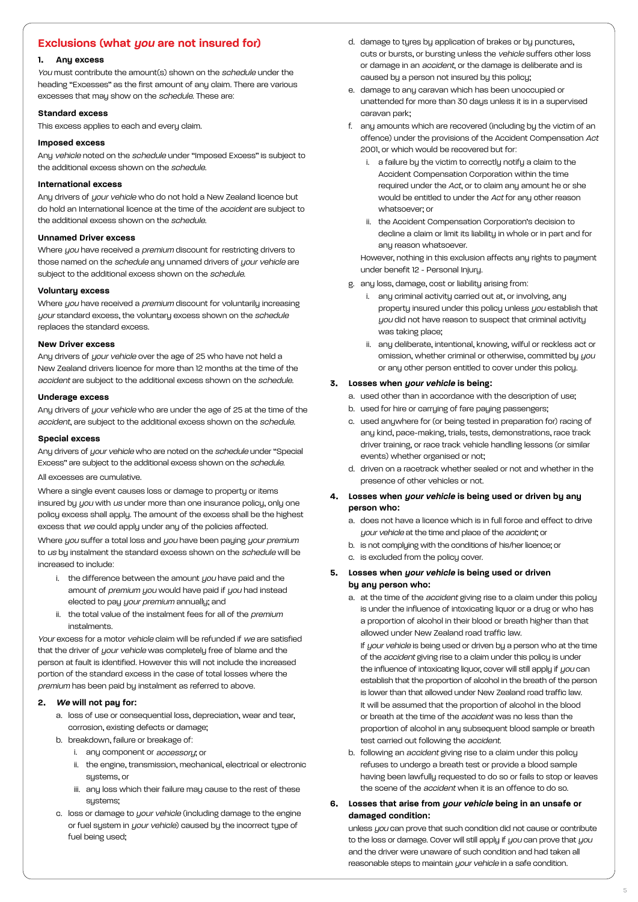## Exclusions (what *you* are not insured for)

### 1. Any excess

*You* must contribute the amount(s) shown on the *schedule* under the heading "Excesses" as the first amount of any claim. There are various excesses that may show on the *schedule*. These are:

**Standard excess**

This excess applies to each and every claim.

**Imposed excess**

Any *vehicle* noted on the *schedule* under "Imposed Excess" is subject to the additional excess shown on the *schedule*.

**International excess**

Any drivers of *your vehicle* who do not hold a New Zealand licence but do hold an International licence at the time of the *accident* are subject to the additional excess shown on the *schedule*.

**Unnamed Driver excess**

Where *you* have received a *premium* discount for restricting drivers to those named on the *schedule* any unnamed drivers of *your vehicle* are subject to the additional excess shown on the *schedule*.

**Voluntary excess**

Where *you* have received a *premium* discount for voluntarily increasing *your* standard excess, the voluntary excess shown on the *schedule* replaces the standard excess.

**New Driver excess**

Any drivers of *your vehicle* over the age of 25 who have not held a New Zealand drivers licence for more than 12 months at the time of the *accident* are subject to the additional excess shown on the *schedule*.

**Underage excess**

Any drivers of *your vehicle* who are under the age of 25 at the time of the *accident*, are subject to the additional excess shown on the *schedule*.

**Special excess**

Any drivers of *your vehicle* who are noted on the *schedule* under "Special Excess" are subject to the additional excess shown on the *schedule*.

All excesses are cumulative.

Where a single event causes loss or damage to property or items insured by *you* with *us* under more than one insurance policy, only one policy excess shall apply. The amount of the excess shall be the highest excess that *we* could apply under any of the policies affected.

Where *you* suffer a total loss and *you* have been paying *your premium* to *us* by instalment the standard excess shown on the *schedule* will be increased to include:

i. the difference between the amount *you* have paid and the amount of *premium you* would have paid if *you* had instead elected to pay *your premium* annually; and

ii. the total value of the instalment fees for all of the *premium* instalments.

*Your* excess for a motor *vehicle* claim will be refunded if *we* are satisfied that the driver of *your vehicle* was completely free of blame and the person at fault is identified. However this will not include the increased portion of the standard excess in the case of total losses where the *premium* has been paid by instalment as referred to above.

### 2. *We* will not pay for:

a. loss of use or consequential loss, depreciation, wear and tear, corrosion, existing defects or damage;

b. breakdown, failure or breakage of:
   i. any component or *accessory*; or
   ii. the engine, transmission, mechanical, electrical or electronic systems, or
   iii. any loss which their failure may cause to the rest of these systems;

c. loss or damage to *your vehicle* (including damage to the engine or fuel system in *your vehicle*) caused by the incorrect type of fuel being used;

d. damage to tyres by application of brakes or by punctures, cuts or bursts, or bursting unless the *vehicle* suffers other loss or damage in an *accident*, or the damage is deliberate and is caused by a person not insured by this policy;

e. damage to any caravan which has been unoccupied or unattended for more than 30 days unless it is in a supervised caravan park;

f. any amounts which are recovered (including by the victim of an offence) under the provisions of the Accident Compensation *Act* 2001, or which would be recovered but for:
   i. a failure by the victim to correctly notify a claim to the Accident Compensation Corporation within the time required under the *Act*, or to claim any amount he or she would be entitled to under the *Act* for any other reason whatsoever; or
   ii. the Accident Compensation Corporation's decision to decline a claim or limit its liability in whole or in part and for any reason whatsoever.

   However, nothing in this exclusion affects any rights to payment under benefit 12 - Personal Injury.

g. any loss, damage, cost or liability arising from:
   i. any criminal activity carried out at, or involving, any property insured under this policy unless *you* establish that *you* did not have reason to suspect that criminal activity was taking place;
   ii. any deliberate, intentional, knowing, wilful or reckless act or omission, whether criminal or otherwise, committed by *you* or any other person entitled to cover under this policy.

### 3. Losses when *your vehicle* is being:

a. used other than in accordance with the description of use;

b. used for hire or carrying of fare paying passengers;

c. used anywhere for (or being tested in preparation for) racing of any kind, pace-making, trials, tests, demonstrations, race track driver training, or race track vehicle handling lessons (or similar events) whether organised or not;

d. driven on a racetrack whether sealed or not and whether in the presence of other vehicles or not.

### 4. Losses when *your vehicle* is being used or driven by any person who:

a. does not have a licence which is in full force and effect to drive *your vehicle* at the time and place of the *accident*; or

b. is not complying with the conditions of his/her licence; or

c. is excluded from the policy cover.

### 5. Losses when *your vehicle* is being used or driven by any person who:

a. at the time of the *accident* giving rise to a claim under this policy is under the influence of intoxicating liquor or a drug or who has a proportion of alcohol in their blood or breath higher than that allowed under New Zealand road traffic law.

   If *your vehicle* is being used or driven by a person who at the time of the *accident* giving rise to a claim under this policy is under the influence of intoxicating liquor, cover will still apply if *you* can establish that the proportion of alcohol in the breath of the person is lower than that allowed under New Zealand road traffic law.

   It will be assumed that the proportion of alcohol in the blood or breath at the time of the *accident* was no less than the proportion of alcohol in any subsequent blood sample or breath test carried out following the *accident*.

b. following an *accident* giving rise to a claim under this policy refuses to undergo a breath test or provide a blood sample having been lawfully requested to do so or fails to stop or leaves the scene of the *accident* when it is an offence to do so.

### 6. Losses that arise from *your vehicle* being in an unsafe or damaged condition:

unless *you* can prove that such condition did not cause or contribute to the loss or damage. Cover will still apply if *you* can prove that *you* and the driver were unaware of such condition and had taken all reasonable steps to maintain *your vehicle* in a safe condition.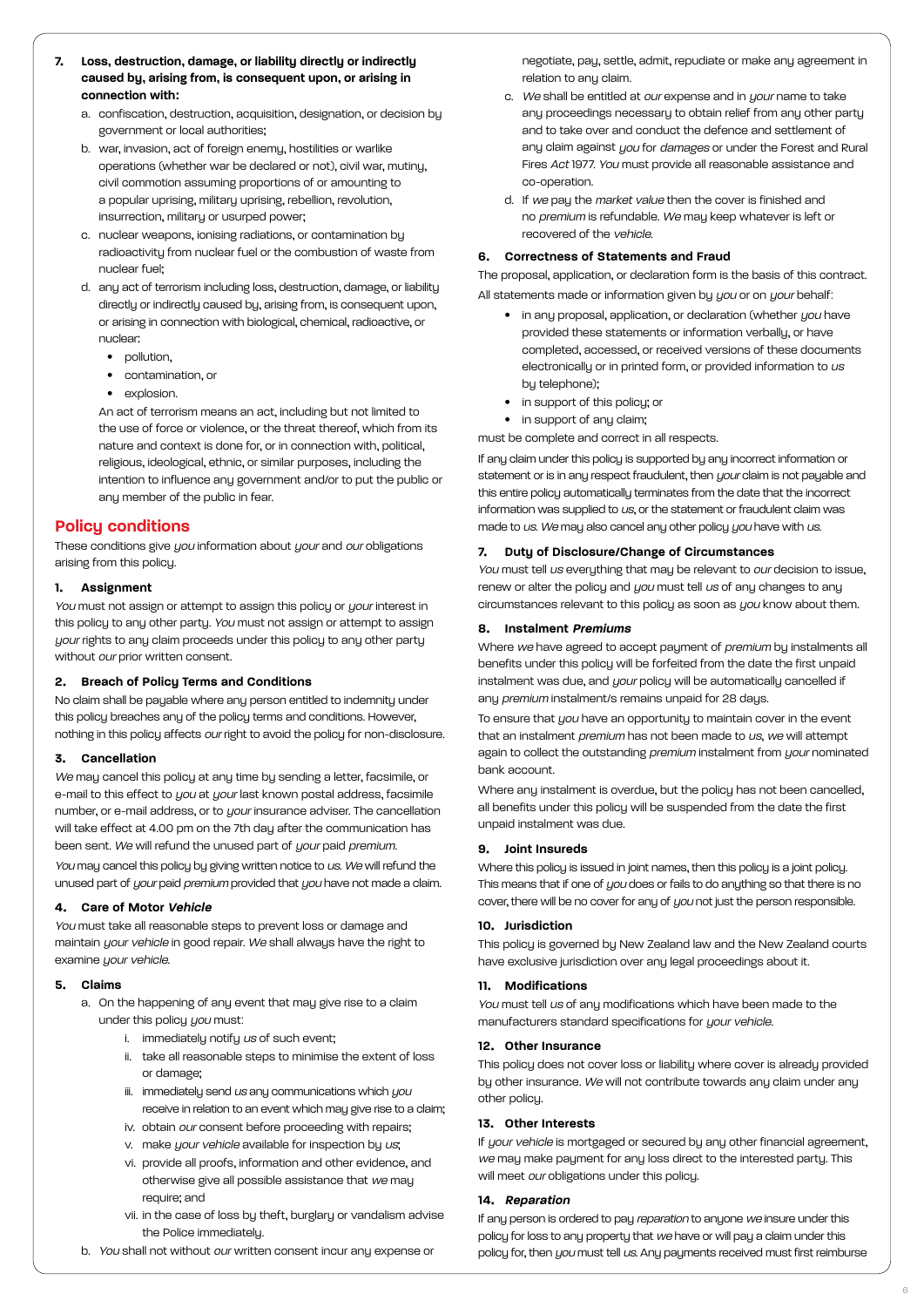7. **Loss, destruction, damage, or liability directly or indirectly caused by, arising from, is consequent upon, or arising in connection with:**
   a. confiscation, destruction, acquisition, designation, or decision by government or local authorities;
   b. war, invasion, act of foreign enemy, hostilities or warlike operations (whether war be declared or not), civil war, mutiny, civil commotion assuming proportions of or amounting to a popular uprising, military uprising, rebellion, revolution, insurrection, military or usurped power;
   c. nuclear weapons, ionising radiations, or contamination by radioactivity from nuclear fuel or the combustion of waste from nuclear fuel;
   d. any act of terrorism including loss, destruction, damage, or liability directly or indirectly caused by, arising from, is consequent upon, or arising in connection with biological, chemical, radioactive, or nuclear:
      - pollution,
      - contamination, or
      - explosion.

      An act of terrorism means an act, including but not limited to the use of force or violence, or the threat thereof, which from its nature and context is done for, or in connection with, political, religious, ideological, ethnic, or similar purposes, including the intention to influence any government and/or to put the public or any member of the public in fear.

## Policy conditions

These conditions give *you* information about *your* and *our* obligations arising from this policy.

### 1. Assignment

*You* must not assign or attempt to assign this policy or *your* interest in this policy to any other party. *You* must not assign or attempt to assign *your* rights to any claim proceeds under this policy to any other party without *our* prior written consent.

### 2. Breach of Policy Terms and Conditions

No claim shall be payable where any person entitled to indemnity under this policy breaches any of the policy terms and conditions. However, nothing in this policy affects *our* right to avoid the policy for non-disclosure.

### 3. Cancellation

*We* may cancel this policy at any time by sending a letter, facsimile, or e-mail to this effect to *you* at *your* last known postal address, facsimile number, or e-mail address, or to *your* insurance adviser. The cancellation will take effect at 4.00 pm on the 7th day after the communication has been sent. *We* will refund the unused part of *your* paid *premium*.

*You* may cancel this policy by giving written notice to *us*. *We* will refund the unused part of *your* paid *premium* provided that *you* have not made a claim.

### 4. Care of Motor *Vehicle*

*You* must take all reasonable steps to prevent loss or damage and maintain *your vehicle* in good repair. *We* shall always have the right to examine *your vehicle*.

### 5. Claims

a. On the happening of any event that may give rise to a claim under this policy *you* must:
   i. immediately notify *us* of such event;
   ii. take all reasonable steps to minimise the extent of loss or damage;
   iii. immediately send *us* any communications which *you* receive in relation to an event which may give rise to a claim;
   iv. obtain *our* consent before proceeding with repairs;
   v. make *your vehicle* available for inspection by *us*;
   vi. provide all proofs, information and other evidence, and otherwise give all possible assistance that *we* may require; and
   vii. in the case of loss by theft, burglary or vandalism advise the Police immediately.

b. *You* shall not without *our* written consent incur any expense or negotiate, pay, settle, admit, repudiate or make any agreement in relation to any claim.

c. *We* shall be entitled at *our* expense and in *your* name to take any proceedings necessary to obtain relief from any other party and to take over and conduct the defence and settlement of any claim against *you* for *damages* or under the Forest and Rural Fires *Act* 1977. *You* must provide all reasonable assistance and co-operation.

d. If *we* pay the *market value* then the cover is finished and no *premium* is refundable. *We* may keep whatever is left or recovered of the *vehicle*.

### 6. Correctness of Statements and Fraud

The proposal, application, or declaration form is the basis of this contract. All statements made or information given by *you* or on *your* behalf:

- in any proposal, application, or declaration (whether *you* have provided these statements or information verbally, or have completed, accessed, or received versions of these documents electronically or in printed form, or provided information to *us* by telephone);
- in support of this policy; or
- in support of any claim;

must be complete and correct in all respects.

If any claim under this policy is supported by any incorrect information or statement or is in any respect fraudulent, then *your* claim is not payable and this entire policy automatically terminates from the date that the incorrect information was supplied to *us*, or the statement or fraudulent claim was made to *us*. *We* may also cancel any other policy *you* have with *us*.

### 7. Duty of Disclosure/Change of Circumstances

*You* must tell *us* everything that may be relevant to *our* decision to issue, renew or alter the policy and *you* must tell *us* of any changes to any circumstances relevant to this policy as soon as *you* know about them.

### 8. Instalment *Premiums*

Where *we* have agreed to accept payment of *premium* by instalments all benefits under this policy will be forfeited from the date the first unpaid instalment was due, and *your* policy will be automatically cancelled if any *premium* instalment/s remains unpaid for 28 days.

To ensure that *you* have an opportunity to maintain cover in the event that an instalment *premium* has not been made to *us*, *we* will attempt again to collect the outstanding *premium* instalment from *your* nominated bank account.

Where any instalment is overdue, but the policy has not been cancelled, all benefits under this policy will be suspended from the date the first unpaid instalment was due.

### 9. Joint Insureds

Where this policy is issued in joint names, then this policy is a joint policy. This means that if one of *you* does or fails to do anything so that there is no cover, there will be no cover for any of *you* not just the person responsible.

### 10. Jurisdiction

This policy is governed by New Zealand law and the New Zealand courts have exclusive jurisdiction over any legal proceedings about it.

### 11. Modifications

*You* must tell *us* of any modifications which have been made to the manufacturers standard specifications for *your vehicle*.

### 12. Other Insurance

This policy does not cover loss or liability where cover is already provided by other insurance. *We* will not contribute towards any claim under any other policy.

### 13. Other Interests

If *your vehicle* is mortgaged or secured by any other financial agreement, *we* may make payment for any loss direct to the interested party. This will meet *our* obligations under this policy.

### 14. *Reparation*

If any person is ordered to pay *reparation* to anyone *we* insure under this policy for loss to any property that *we* have or will pay a claim under this policy for, then *you* must tell *us*. Any payments received must first reimburse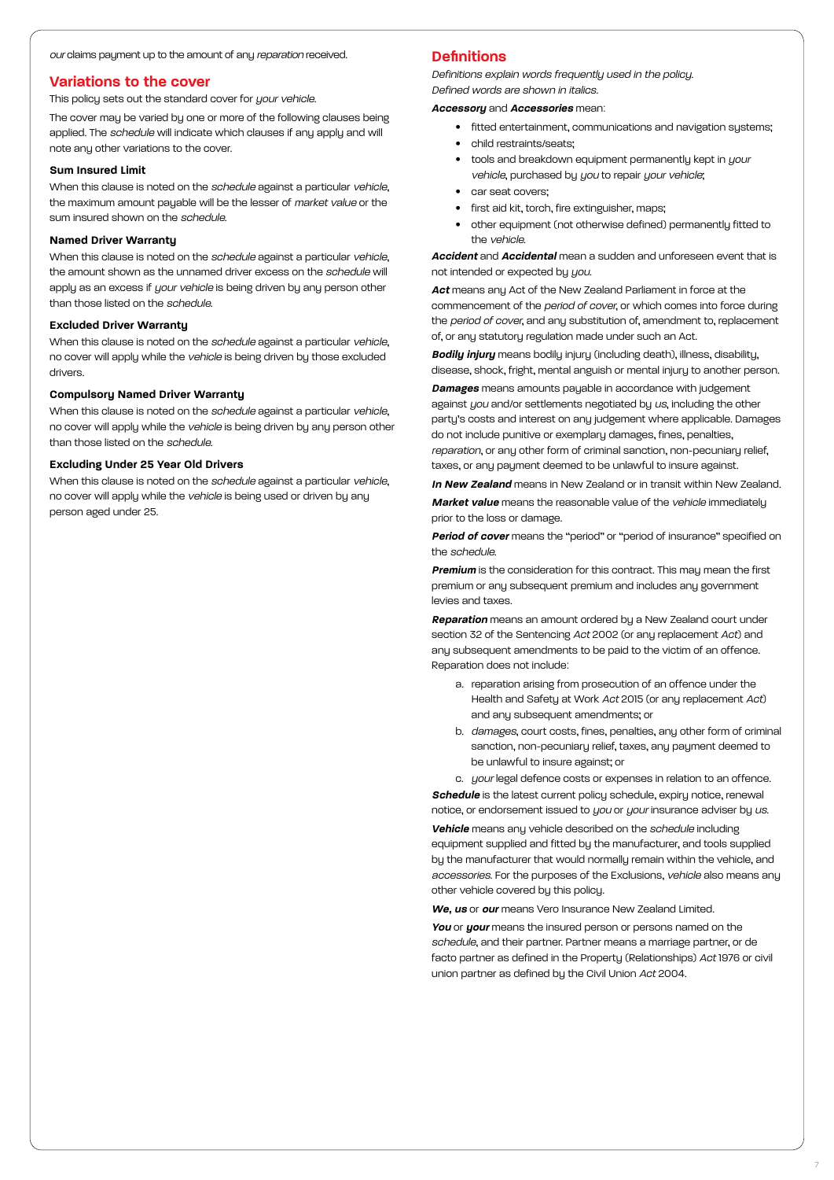*our* claims payment up to the amount of any *reparation* received.

## Variations to the cover

This policy sets out the standard cover for *your vehicle*.

The cover may be varied by one or more of the following clauses being applied. The *schedule* will indicate which clauses if any apply and will note any other variations to the cover.

### Sum Insured Limit

When this clause is noted on the *schedule* against a particular *vehicle*, the maximum amount payable will be the lesser of *market value* or the sum insured shown on the *schedule*.

### Named Driver Warranty

When this clause is noted on the *schedule* against a particular *vehicle*, the amount shown as the unnamed driver excess on the *schedule* will apply as an excess if *your vehicle* is being driven by any person other than those listed on the *schedule*.

### Excluded Driver Warranty

When this clause is noted on the *schedule* against a particular *vehicle*, no cover will apply while the *vehicle* is being driven by those excluded drivers.

### Compulsory Named Driver Warranty

When this clause is noted on the *schedule* against a particular *vehicle*, no cover will apply while the *vehicle* is being driven by any person other than those listed on the *schedule*.

### Excluding Under 25 Year Old Drivers

When this clause is noted on the *schedule* against a particular *vehicle*, no cover will apply while the *vehicle* is being used or driven by any person aged under 25.

## Definitions

*Definitions explain words frequently used in the policy. Defined words are shown in italics.*

***Accessory*** and ***Accessories*** mean:

- fitted entertainment, communications and navigation systems;
- child restraints/seats;
- tools and breakdown equipment permanently kept in *your vehicle*, purchased by *you* to repair *your vehicle*;
- car seat covers;
- first aid kit, torch, fire extinguisher, maps;
- other equipment (not otherwise defined) permanently fitted to the *vehicle*.

***Accident*** and ***Accidental*** mean a sudden and unforeseen event that is not intended or expected by *you*.

***Act*** means any Act of the New Zealand Parliament in force at the commencement of the *period of cover*, or which comes into force during the *period of cover*, and any substitution of, amendment to, replacement of, or any statutory regulation made under such an Act.

***Bodily injury*** means bodily injury (including death), illness, disability, disease, shock, fright, mental anguish or mental injury to another person.

***Damages*** means amounts payable in accordance with judgement against *you* and/or settlements negotiated by *us*, including the other party's costs and interest on any judgement where applicable. Damages do not include punitive or exemplary damages, fines, penalties, *reparation*, or any other form of criminal sanction, non-pecuniary relief, taxes, or any payment deemed to be unlawful to insure against.

***In New Zealand*** means in New Zealand or in transit within New Zealand.

***Market value*** means the reasonable value of the *vehicle* immediately prior to the loss or damage.

***Period of cover*** means the "period" or "period of insurance" specified on the *schedule*.

***Premium*** is the consideration for this contract. This may mean the first premium or any subsequent premium and includes any government levies and taxes.

***Reparation*** means an amount ordered by a New Zealand court under section 32 of the Sentencing *Act* 2002 (or any replacement *Act*) and any subsequent amendments to be paid to the victim of an offence. Reparation does not include:

a. reparation arising from prosecution of an offence under the Health and Safety at Work *Act* 2015 (or any replacement *Act*) and any subsequent amendments; or
b. *damages*, court costs, fines, penalties, any other form of criminal sanction, non-pecuniary relief, taxes, any payment deemed to be unlawful to insure against; or
c. *your* legal defence costs or expenses in relation to an offence.

***Schedule*** is the latest current policy schedule, expiry notice, renewal notice, or endorsement issued to *you* or *your* insurance adviser by *us*.

***Vehicle*** means any vehicle described on the *schedule* including equipment supplied and fitted by the manufacturer, and tools supplied by the manufacturer that would normally remain within the vehicle, and *accessories*. For the purposes of the Exclusions, *vehicle* also means any other vehicle covered by this policy.

***We***, ***us*** or ***our*** means Vero Insurance New Zealand Limited.

***You*** or ***your*** means the insured person or persons named on the *schedule*, and their partner. Partner means a marriage partner, or de facto partner as defined in the Property (Relationships) *Act* 1976 or civil union partner as defined by the Civil Union *Act* 2004.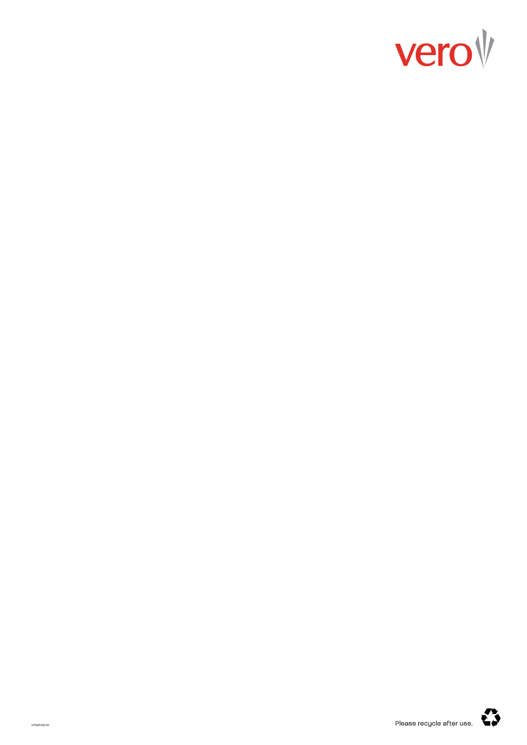vero

VPMP08/16

Please recycle after use.